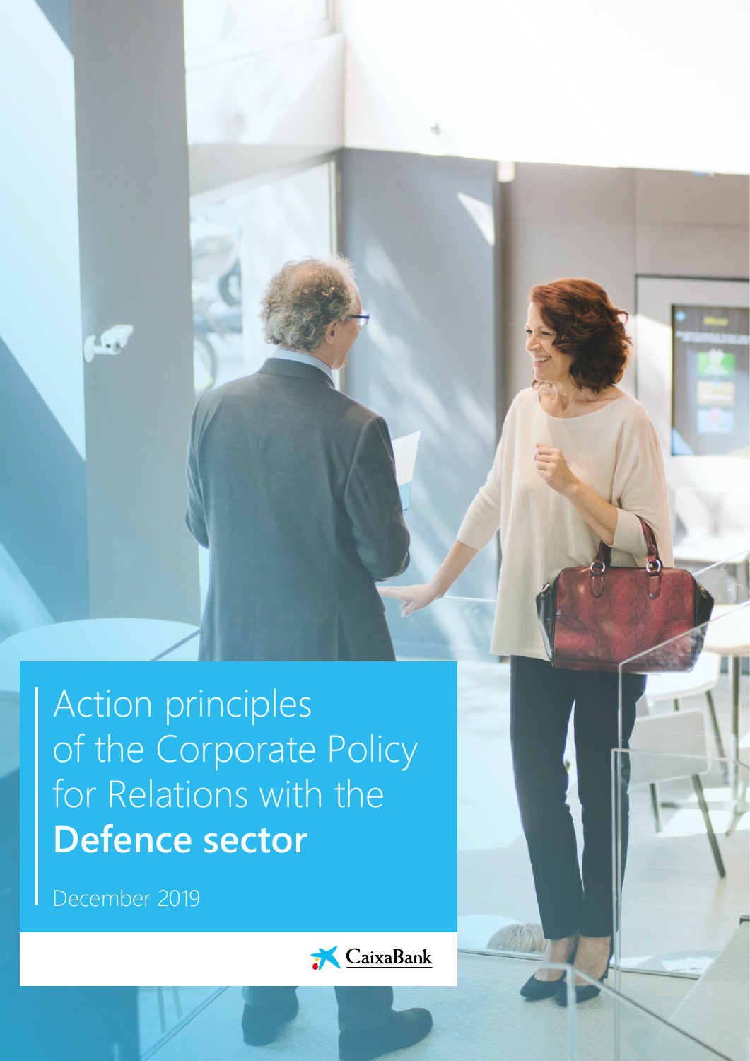# Action principles of the Corporate Policy for Relations with the **Defence sector**

December 2019

CaixaBank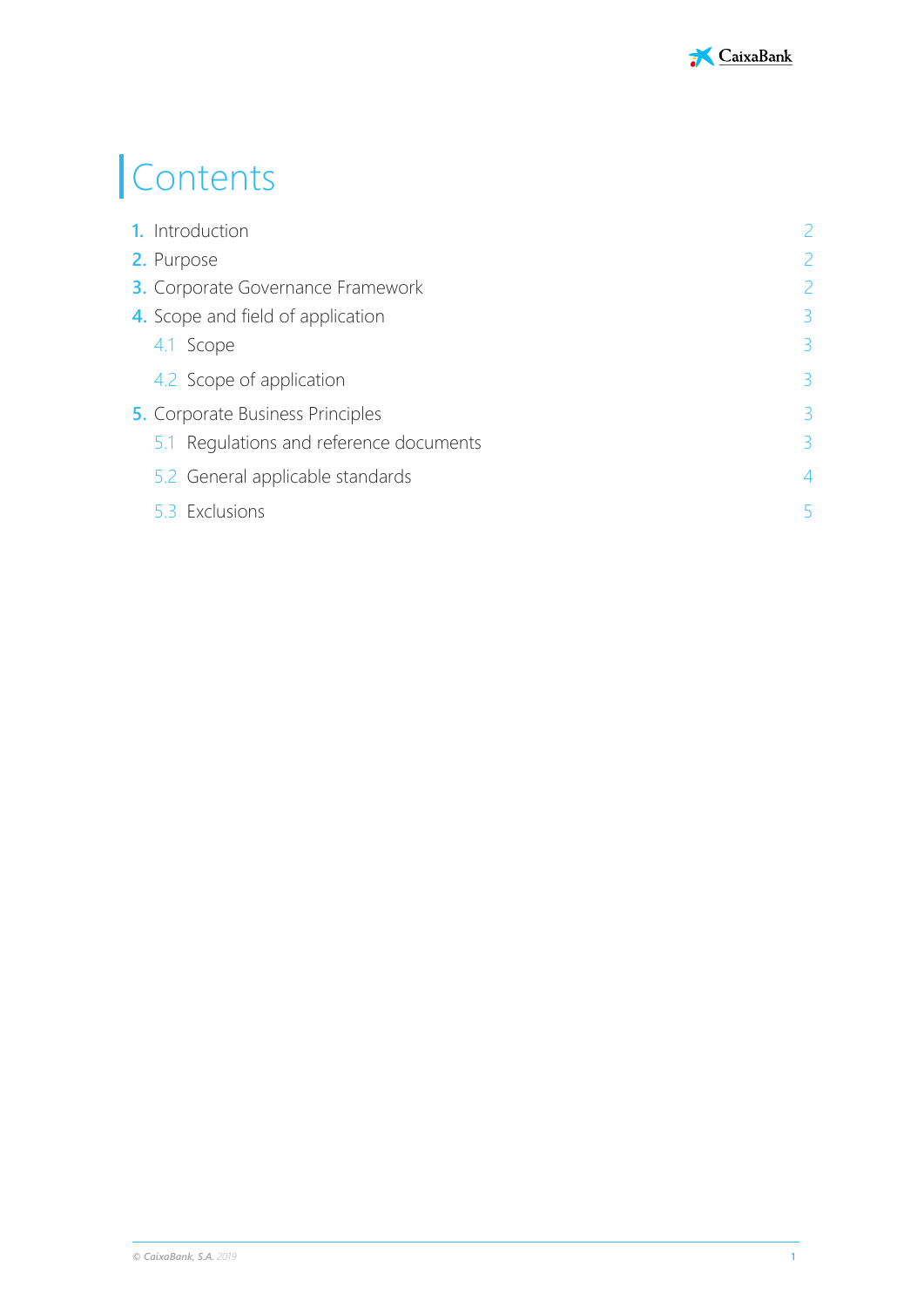# Contents

1. Introduction 2
2. Purpose 2
3. Corporate Governance Framework 2
4. Scope and field of application 3
   - 4.1 Scope 3
   - 4.2 Scope of application 3
5. Corporate Business Principles 3
   - 5.1 Regulations and reference documents 3
   - 5.2 General applicable standards 4
   - 5.3 Exclusions 5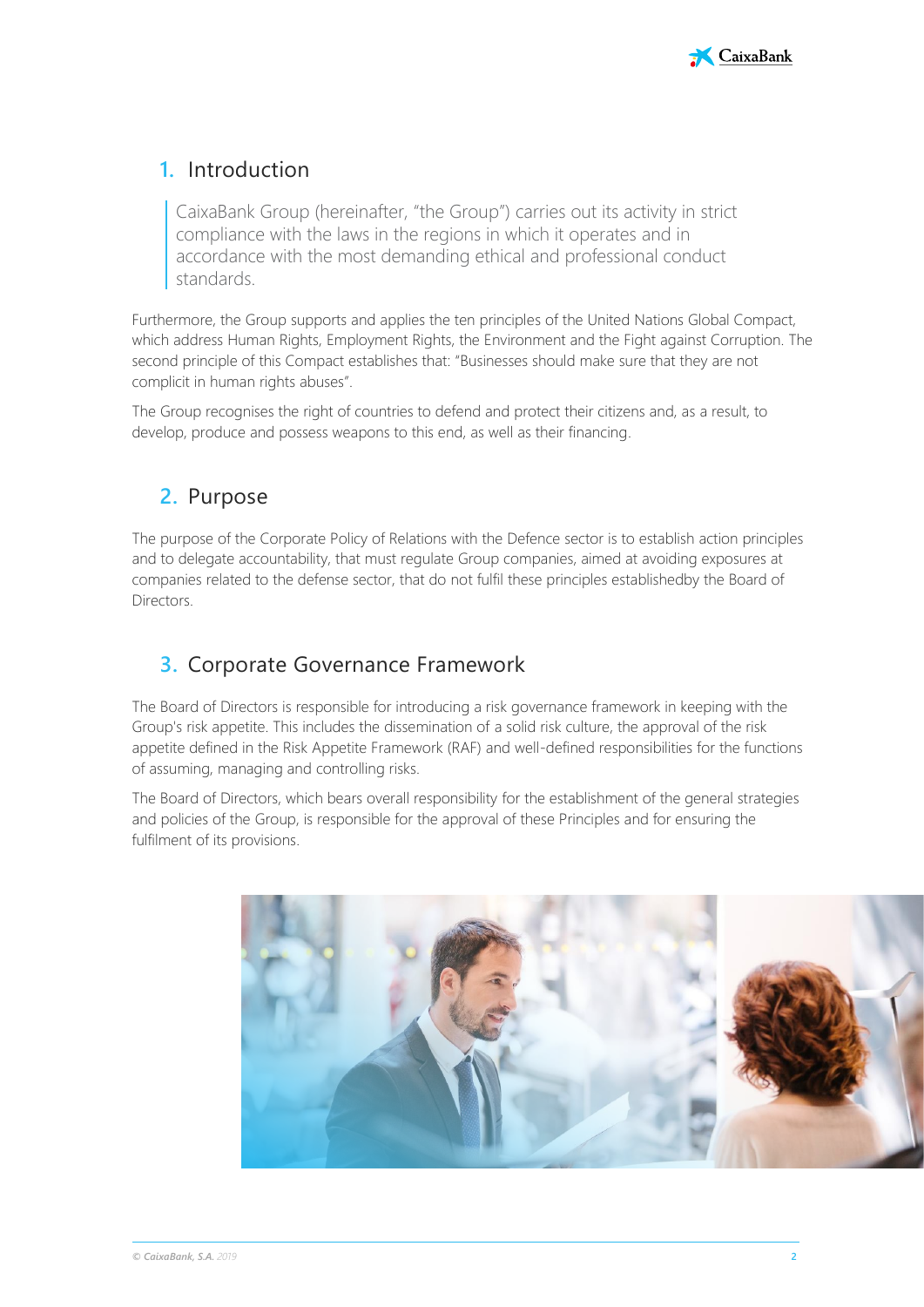## 1. Introduction

CaixaBank Group (hereinafter, "the Group") carries out its activity in strict compliance with the laws in the regions in which it operates and in accordance with the most demanding ethical and professional conduct standards.

Furthermore, the Group supports and applies the ten principles of the United Nations Global Compact, which address Human Rights, Employment Rights, the Environment and the Fight against Corruption. The second principle of this Compact establishes that: "Businesses should make sure that they are not complicit in human rights abuses".

The Group recognises the right of countries to defend and protect their citizens and, as a result, to develop, produce and possess weapons to this end, as well as their financing.

## 2. Purpose

The purpose of the Corporate Policy of Relations with the Defence sector is to establish action principles and to delegate accountability, that must regulate Group companies, aimed at avoiding exposures at companies related to the defense sector, that do not fulfil these principles establishedby the Board of Directors.

## 3. Corporate Governance Framework

The Board of Directors is responsible for introducing a risk governance framework in keeping with the Group's risk appetite. This includes the dissemination of a solid risk culture, the approval of the risk appetite defined in the Risk Appetite Framework (RAF) and well-defined responsibilities for the functions of assuming, managing and controlling risks.

The Board of Directors, which bears overall responsibility for the establishment of the general strategies and policies of the Group, is responsible for the approval of these Principles and for ensuring the fulfilment of its provisions.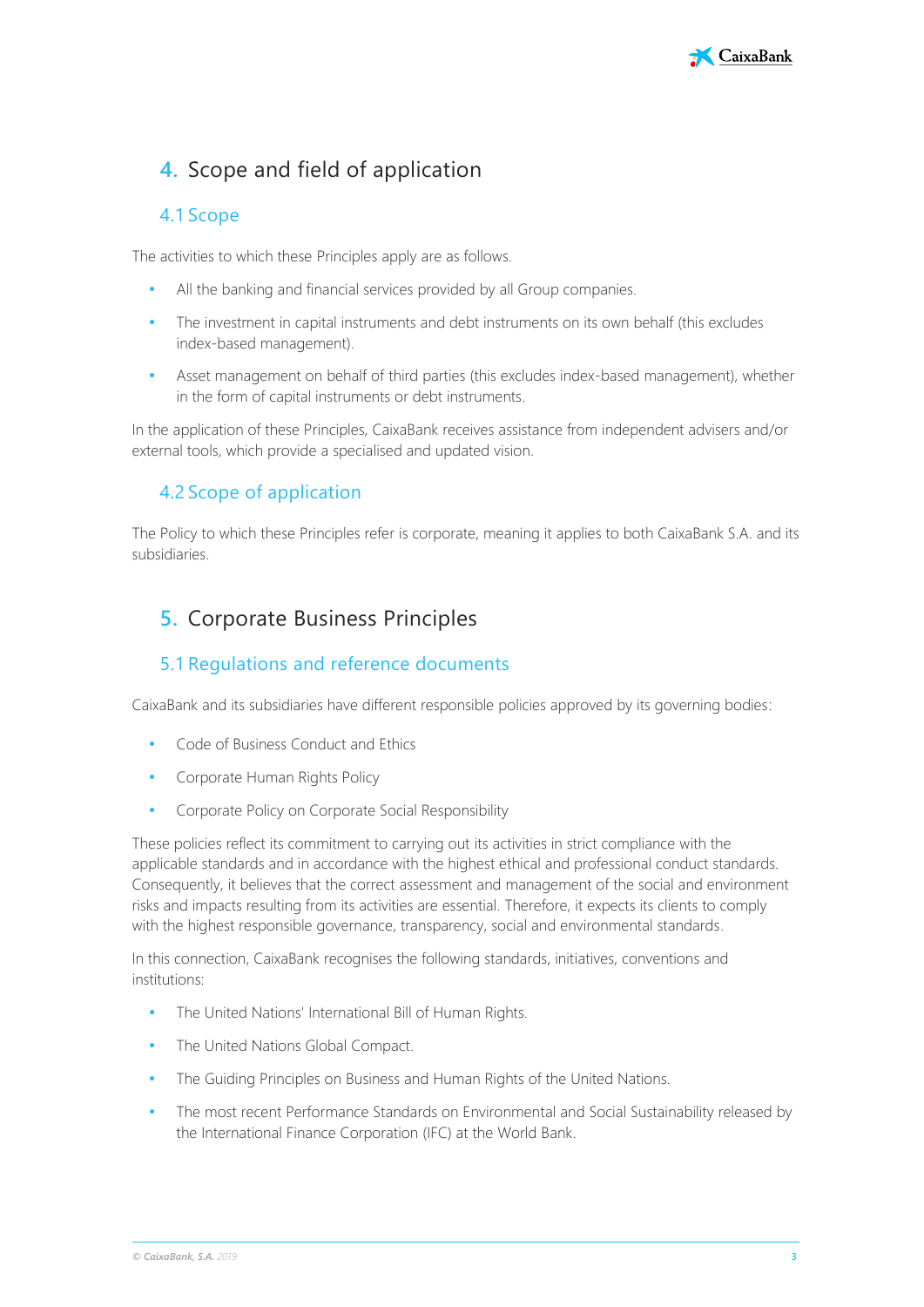## 4. Scope and field of application

### 4.1 Scope

The activities to which these Principles apply are as follows.

- All the banking and financial services provided by all Group companies.
- The investment in capital instruments and debt instruments on its own behalf (this excludes index-based management).
- Asset management on behalf of third parties (this excludes index-based management), whether in the form of capital instruments or debt instruments.

In the application of these Principles, CaixaBank receives assistance from independent advisers and/or external tools, which provide a specialised and updated vision.

### 4.2 Scope of application

The Policy to which these Principles refer is corporate, meaning it applies to both CaixaBank S.A. and its subsidiaries.

## 5. Corporate Business Principles

### 5.1 Regulations and reference documents

CaixaBank and its subsidiaries have different responsible policies approved by its governing bodies:

- Code of Business Conduct and Ethics
- Corporate Human Rights Policy
- Corporate Policy on Corporate Social Responsibility

These policies reflect its commitment to carrying out its activities in strict compliance with the applicable standards and in accordance with the highest ethical and professional conduct standards. Consequently, it believes that the correct assessment and management of the social and environment risks and impacts resulting from its activities are essential. Therefore, it expects its clients to comply with the highest responsible governance, transparency, social and environmental standards.

In this connection, CaixaBank recognises the following standards, initiatives, conventions and institutions:

- The United Nations' International Bill of Human Rights.
- The United Nations Global Compact.
- The Guiding Principles on Business and Human Rights of the United Nations.
- The most recent Performance Standards on Environmental and Social Sustainability released by the International Finance Corporation (IFC) at the World Bank.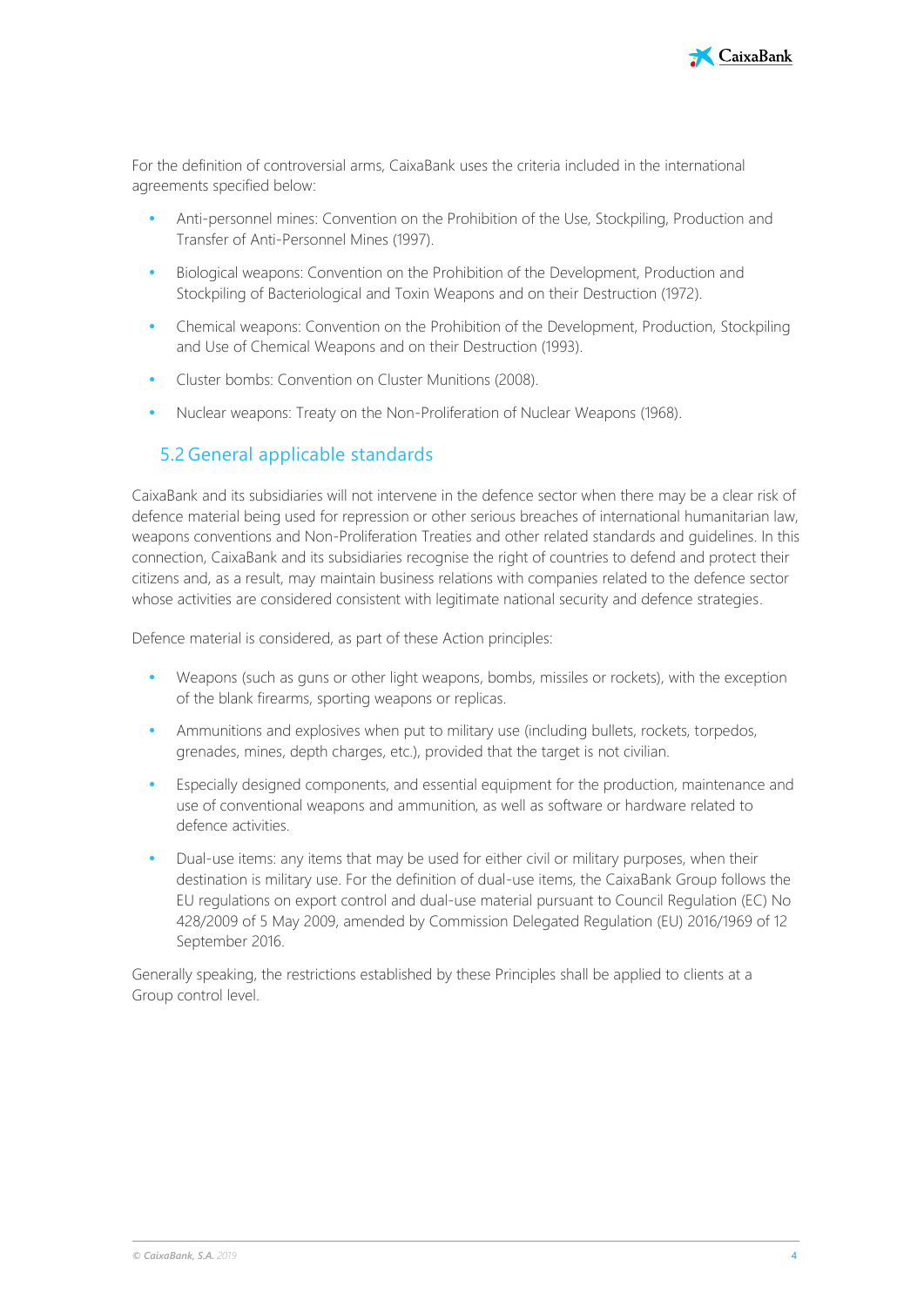For the definition of controversial arms, CaixaBank uses the criteria included in the international agreements specified below:

- Anti-personnel mines: Convention on the Prohibition of the Use, Stockpiling, Production and Transfer of Anti-Personnel Mines (1997).
- Biological weapons: Convention on the Prohibition of the Development, Production and Stockpiling of Bacteriological and Toxin Weapons and on their Destruction (1972).
- Chemical weapons: Convention on the Prohibition of the Development, Production, Stockpiling and Use of Chemical Weapons and on their Destruction (1993).
- Cluster bombs: Convention on Cluster Munitions (2008).
- Nuclear weapons: Treaty on the Non-Proliferation of Nuclear Weapons (1968).

## 5.2 General applicable standards

CaixaBank and its subsidiaries will not intervene in the defence sector when there may be a clear risk of defence material being used for repression or other serious breaches of international humanitarian law, weapons conventions and Non-Proliferation Treaties and other related standards and guidelines. In this connection, CaixaBank and its subsidiaries recognise the right of countries to defend and protect their citizens and, as a result, may maintain business relations with companies related to the defence sector whose activities are considered consistent with legitimate national security and defence strategies.

Defence material is considered, as part of these Action principles:

- Weapons (such as guns or other light weapons, bombs, missiles or rockets), with the exception of the blank firearms, sporting weapons or replicas.
- Ammunitions and explosives when put to military use (including bullets, rockets, torpedos, grenades, mines, depth charges, etc.), provided that the target is not civilian.
- Especially designed components, and essential equipment for the production, maintenance and use of conventional weapons and ammunition, as well as software or hardware related to defence activities.
- Dual-use items: any items that may be used for either civil or military purposes, when their destination is military use. For the definition of dual-use items, the CaixaBank Group follows the EU regulations on export control and dual-use material pursuant to Council Regulation (EC) No 428/2009 of 5 May 2009, amended by Commission Delegated Regulation (EU) 2016/1969 of 12 September 2016.

Generally speaking, the restrictions established by these Principles shall be applied to clients at a Group control level.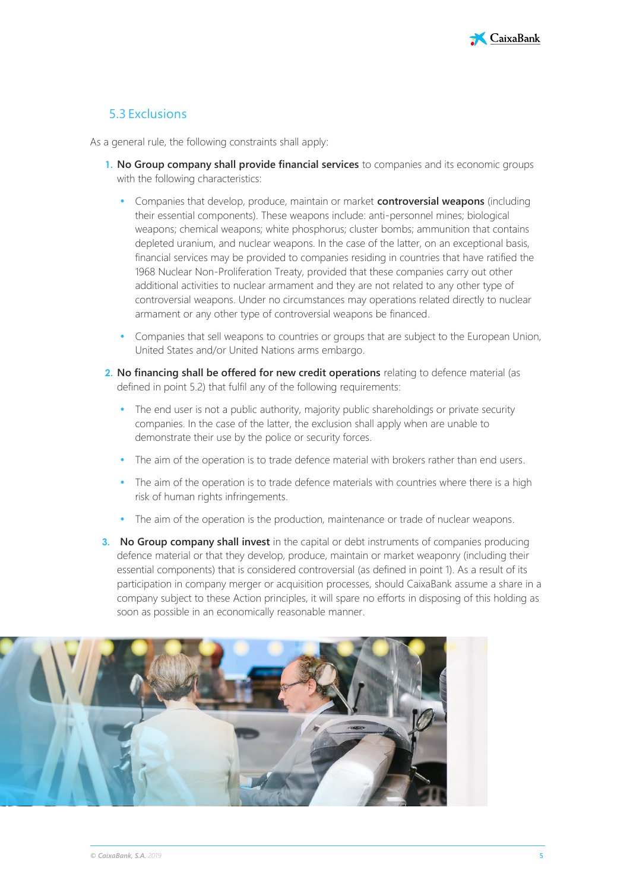## 5.3 Exclusions

As a general rule, the following constraints shall apply:

1. **No Group company shall provide financial services** to companies and its economic groups with the following characteristics:
   - Companies that develop, produce, maintain or market **controversial weapons** (including their essential components). These weapons include: anti-personnel mines; biological weapons; chemical weapons; white phosphorus; cluster bombs; ammunition that contains depleted uranium, and nuclear weapons. In the case of the latter, on an exceptional basis, financial services may be provided to companies residing in countries that have ratified the 1968 Nuclear Non-Proliferation Treaty, provided that these companies carry out other additional activities to nuclear armament and they are not related to any other type of controversial weapons. Under no circumstances may operations related directly to nuclear armament or any other type of controversial weapons be financed.
   - Companies that sell weapons to countries or groups that are subject to the European Union, United States and/or United Nations arms embargo.
2. **No financing shall be offered for new credit operations** relating to defence material (as defined in point 5.2) that fulfil any of the following requirements:
   - The end user is not a public authority, majority public shareholdings or private security companies. In the case of the latter, the exclusion shall apply when are unable to demonstrate their use by the police or security forces.
   - The aim of the operation is to trade defence material with brokers rather than end users.
   - The aim of the operation is to trade defence materials with countries where there is a high risk of human rights infringements.
   - The aim of the operation is the production, maintenance or trade of nuclear weapons.
3. **No Group company shall invest** in the capital or debt instruments of companies producing defence material or that they develop, produce, maintain or market weaponry (including their essential components) that is considered controversial (as defined in point 1). As a result of its participation in company merger or acquisition processes, should CaixaBank assume a share in a company subject to these Action principles, it will spare no efforts in disposing of this holding as soon as possible in an economically reasonable manner.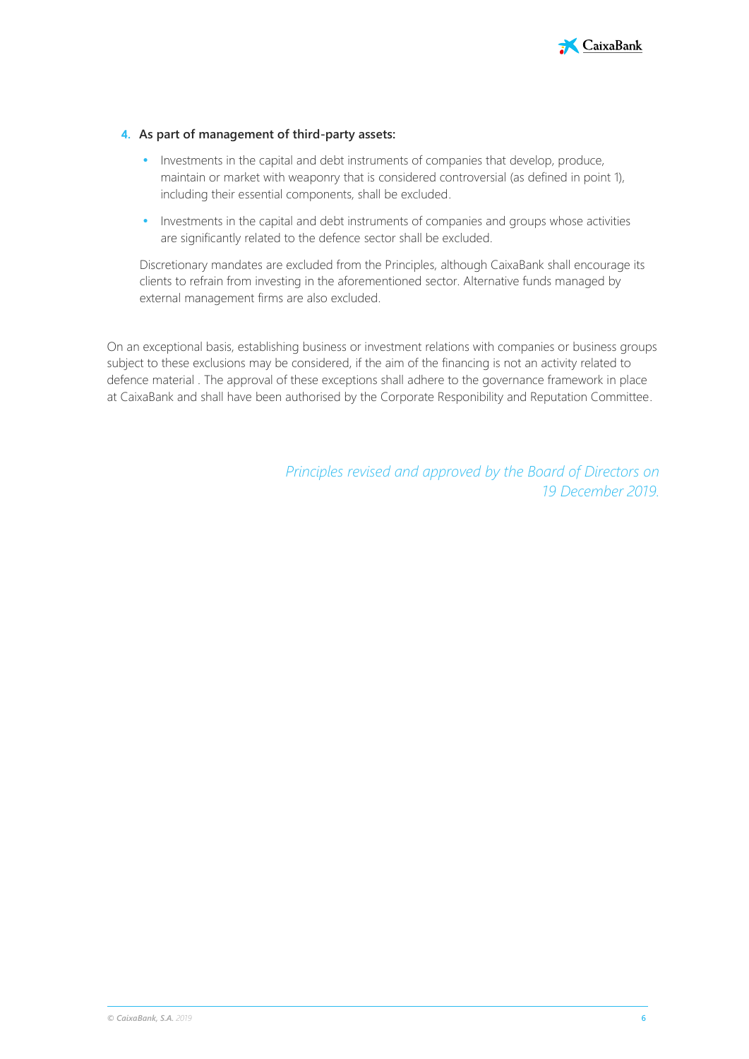4. **As part of management of third-party assets:**

   - Investments in the capital and debt instruments of companies that develop, produce, maintain or market with weaponry that is considered controversial (as defined in point 1), including their essential components, shall be excluded.
   - Investments in the capital and debt instruments of companies and groups whose activities are significantly related to the defence sector shall be excluded.

   Discretionary mandates are excluded from the Principles, although CaixaBank shall encourage its clients to refrain from investing in the aforementioned sector. Alternative funds managed by external management firms are also excluded.

On an exceptional basis, establishing business or investment relations with companies or business groups subject to these exclusions may be considered, if the aim of the financing is not an activity related to defence material . The approval of these exceptions shall adhere to the governance framework in place at CaixaBank and shall have been authorised by the Corporate Responibility and Reputation Committee.

*Principles revised and approved by the Board of Directors on 19 December 2019.*